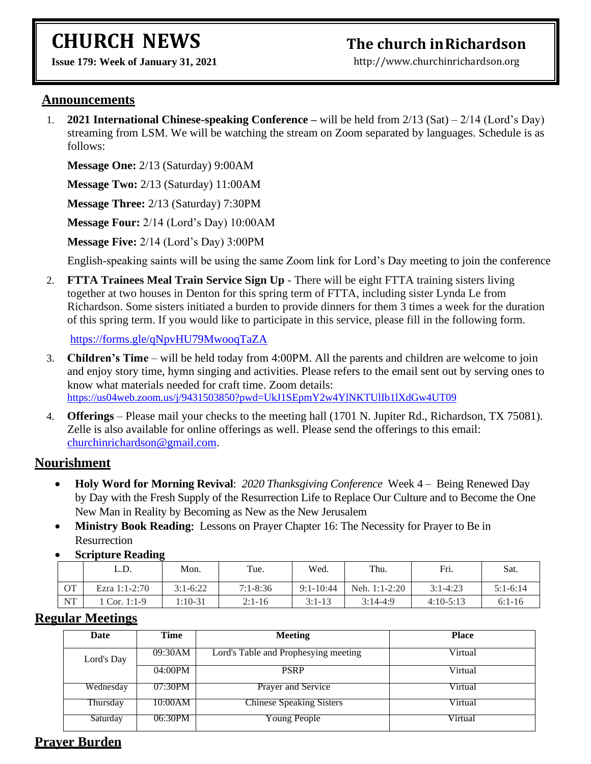# CHURCH NEWS

**Issue 179: Week of January 31, 2021**

# The church in Richardson

http://www.churchinrichardson.org

## Announcements

1. **2021 International Chinese-speaking Conference –** will be held from 2/13 (Sat) – 2/14 (Lord's Day) streaming from LSM. We will be watching the stream on Zoom separated by languages. Schedule is as follows:

   **Message One:** 2/13 (Saturday) 9:00AM

   **Message Two:** 2/13 (Saturday) 11:00AM

   **Message Three:** 2/13 (Saturday) 7:30PM

   **Message Four:** 2/14 (Lord's Day) 10:00AM

   **Message Five:** 2/14 (Lord's Day) 3:00PM

   English-speaking saints will be using the same Zoom link for Lord's Day meeting to join the conference

2. **FTTA Trainees Meal Train Service Sign Up** - There will be eight FTTA training sisters living together at two houses in Denton for this spring term of FTTA, including sister Lynda Le from Richardson. Some sisters initiated a burden to provide dinners for them 3 times a week for the duration of this spring term. If you would like to participate in this service, please fill in the following form.

   https://forms.gle/qNpvHU79MwooqTaZA

3. **Children's Time** – will be held today from 4:00PM. All the parents and children are welcome to join and enjoy story time, hymn singing and activities. Please refers to the email sent out by serving ones to know what materials needed for craft time. Zoom details: https://us04web.zoom.us/j/9431503850?pwd=UkJ1SEpmY2w4YlNKTUlIb1lXdGw4UT09

4. **Offerings** – Please mail your checks to the meeting hall (1701 N. Jupiter Rd., Richardson, TX 75081). Zelle is also available for online offerings as well. Please send the offerings to this email: churchinrichardson@gmail.com.

## Nourishment

- **Holy Word for Morning Revival**: *2020 Thanksgiving Conference* Week 4 – Being Renewed Day by Day with the Fresh Supply of the Resurrection Life to Replace Our Culture and to Become the One New Man in Reality by Becoming as New as the New Jerusalem
- **Ministry Book Reading:** Lessons on Prayer Chapter 16: The Necessity for Prayer to Be in Resurrection
- **Scripture Reading**

| | L.D. | Mon. | Tue. | Wed. | Thu. | Fri. | Sat. |
|---|---|---|---|---|---|---|---|
| OT | Ezra 1:1-2:70 | 3:1-6:22 | 7:1-8:36 | 9:1-10:44 | Neh. 1:1-2:20 | 3:1-4:23 | 5:1-6:14 |
| NT | 1 Cor. 1:1-9 | 1:10-31 | 2:1-16 | 3:1-13 | 3:14-4:9 | 4:10-5:13 | 6:1-16 |

## Regular Meetings

| Date | Time | Meeting | Place |
|---|---|---|---|
| Lord's Day | 09:30AM | Lord's Table and Prophesying meeting | Virtual |
| | 04:00PM | PSRP | Virtual |
| Wednesday | 07:30PM | Prayer and Service | Virtual |
| Thursday | 10:00AM | Chinese Speaking Sisters | Virtual |
| Saturday | 06:30PM | Young People | Virtual |

## Prayer Burden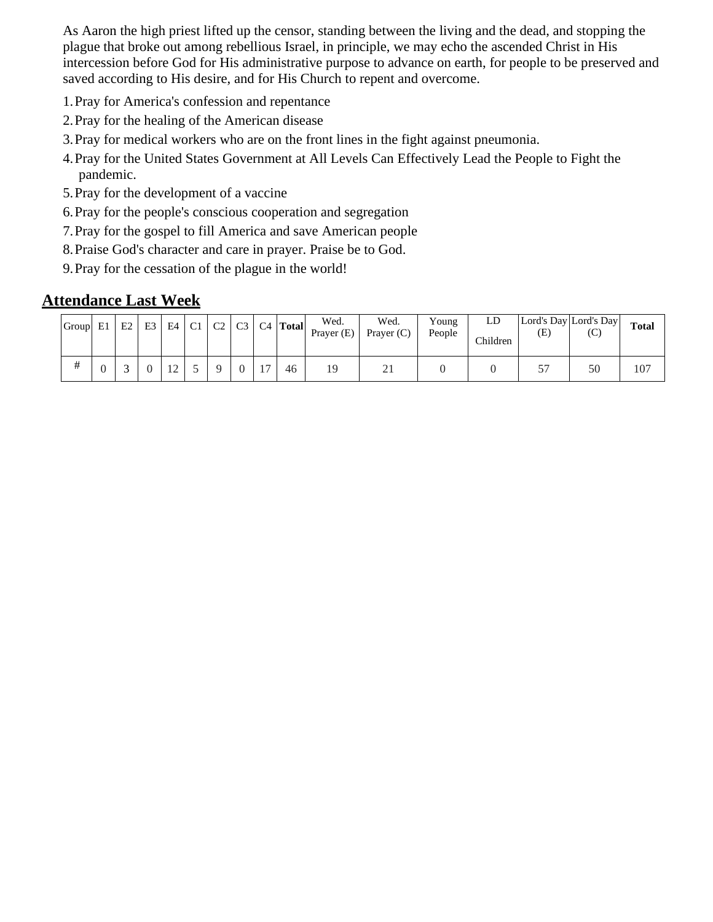As Aaron the high priest lifted up the censor, standing between the living and the dead, and stopping the plague that broke out among rebellious Israel, in principle, we may echo the ascended Christ in His intercession before God for His administrative purpose to advance on earth, for people to be preserved and saved according to His desire, and for His Church to repent and overcome.

1. Pray for America's confession and repentance
2. Pray for the healing of the American disease
3. Pray for medical workers who are on the front lines in the fight against pneumonia.
4. Pray for the United States Government at All Levels Can Effectively Lead the People to Fight the pandemic.
5. Pray for the development of a vaccine
6. Pray for the people's conscious cooperation and segregation
7. Pray for the gospel to fill America and save American people
8. Praise God's character and care in prayer. Praise be to God.
9. Pray for the cessation of the plague in the world!

## Attendance Last Week

| Group | E1 | E2 | E3 | E4 | C1 | C2 | C3 | C4 | **Total** | Wed. Prayer (E) | Wed. Prayer (C) | Young People | LD Children | Lord's Day (E) | Lord's Day (C) | **Total** |
|---|---|---|---|---|---|---|---|---|---|---|---|---|---|---|---|---|
| # | 0 | 3 | 0 | 12 | 5 | 9 | 0 | 17 | 46 | 19 | 21 | 0 | 0 | 57 | 50 | 107 |